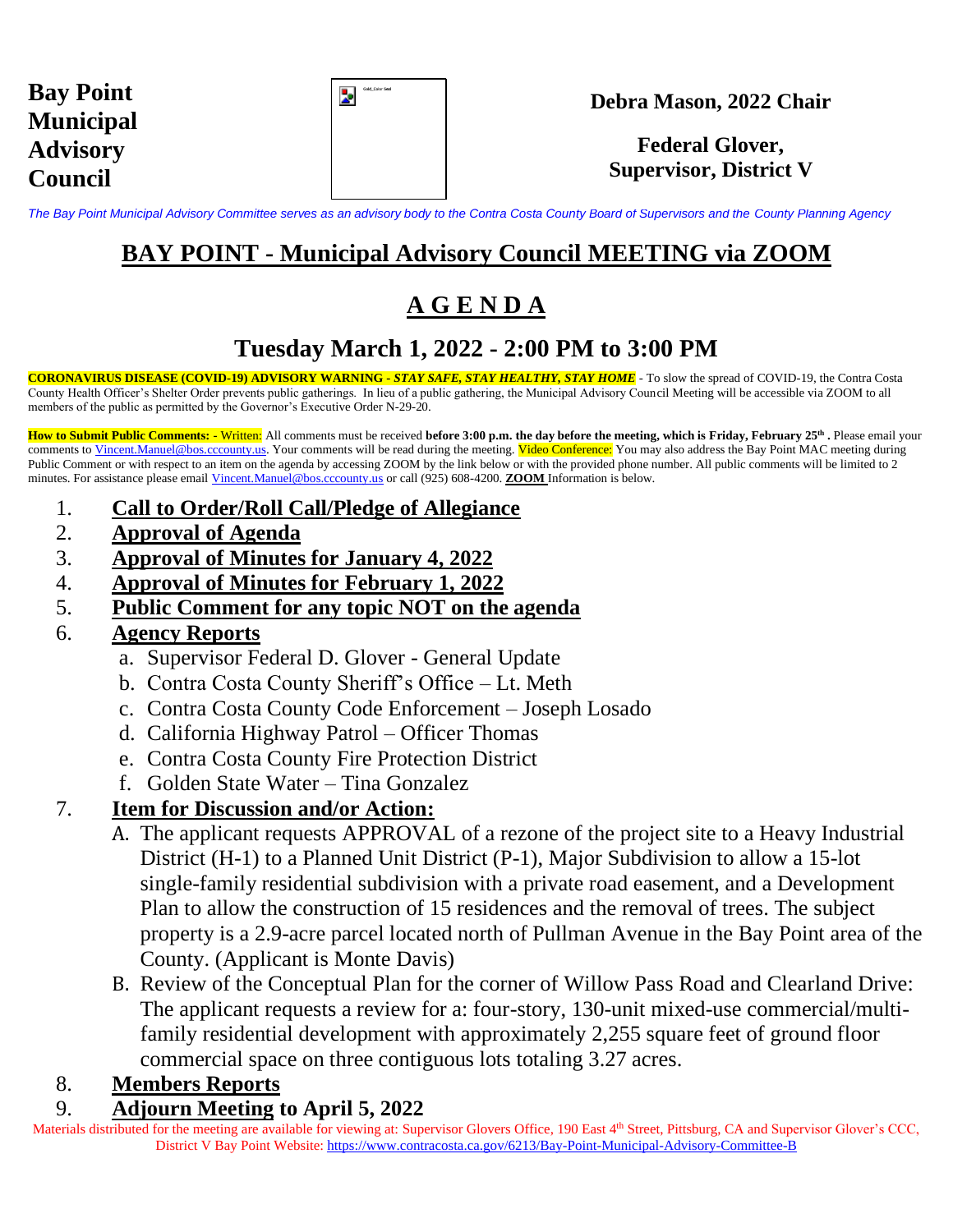**Bay Point Municipal Advisory Council**

**Debra Mason, 2022 Chair**

**Federal Glover, Supervisor, District V**

*The Bay Point Municipal Advisory Committee serves as an advisory body to the Contra Costa County Board of Supervisors and the County Planning Agency*

# BAY POINT - Municipal Advisory Council MEETING via ZOOM

# A G E N D A

## Tuesday March 1, 2022 - 2:00 PM to 3:00 PM

**CORONAVIRUS DISEASE (COVID-19) ADVISORY WARNING - *STAY SAFE, STAY HEALTHY, STAY HOME*** - To slow the spread of COVID-19, the Contra Costa County Health Officer's Shelter Order prevents public gatherings. In lieu of a public gathering, the Municipal Advisory Council Meeting will be accessible via ZOOM to all members of the public as permitted by the Governor's Executive Order N-29-20.

**How to Submit Public Comments: -** Written: All comments must be received **before 3:00 p.m. the day before the meeting, which is Friday, February 25th .** Please email your comments to Vincent.Manuel@bos.cccounty.us. Your comments will be read during the meeting. Video Conference: You may also address the Bay Point MAC meeting during Public Comment or with respect to an item on the agenda by accessing ZOOM by the link below or with the provided phone number. All public comments will be limited to 2 minutes. For assistance please email Vincent.Manuel@bos.cccounty.us or call (925) 608-4200. **ZOOM** Information is below.

1. **Call to Order/Roll Call/Pledge of Allegiance**
2. **Approval of Agenda**
3. **Approval of Minutes for January 4, 2022**
4. **Approval of Minutes for February 1, 2022**
5. **Public Comment for any topic NOT on the agenda**
6. **Agency Reports**
   a. Supervisor Federal D. Glover - General Update
   b. Contra Costa County Sheriff's Office – Lt. Meth
   c. Contra Costa County Code Enforcement – Joseph Losado
   d. California Highway Patrol – Officer Thomas
   e. Contra Costa County Fire Protection District
   f. Golden State Water – Tina Gonzalez
7. **Item for Discussion and/or Action:**
   A. The applicant requests APPROVAL of a rezone of the project site to a Heavy Industrial District (H-1) to a Planned Unit District (P-1), Major Subdivision to allow a 15-lot single-family residential subdivision with a private road easement, and a Development Plan to allow the construction of 15 residences and the removal of trees. The subject property is a 2.9-acre parcel located north of Pullman Avenue in the Bay Point area of the County. (Applicant is Monte Davis)
   B. Review of the Conceptual Plan for the corner of Willow Pass Road and Clearland Drive: The applicant requests a review for a: four-story, 130-unit mixed-use commercial/multi-family residential development with approximately 2,255 square feet of ground floor commercial space on three contiguous lots totaling 3.27 acres.
8. **Members Reports**
9. **Adjourn Meeting to April 5, 2022**

Materials distributed for the meeting are available for viewing at: Supervisor Glovers Office, 190 East 4th Street, Pittsburg, CA and Supervisor Glover's CCC, District V Bay Point Website: https://www.contracosta.ca.gov/6213/Bay-Point-Municipal-Advisory-Committee-B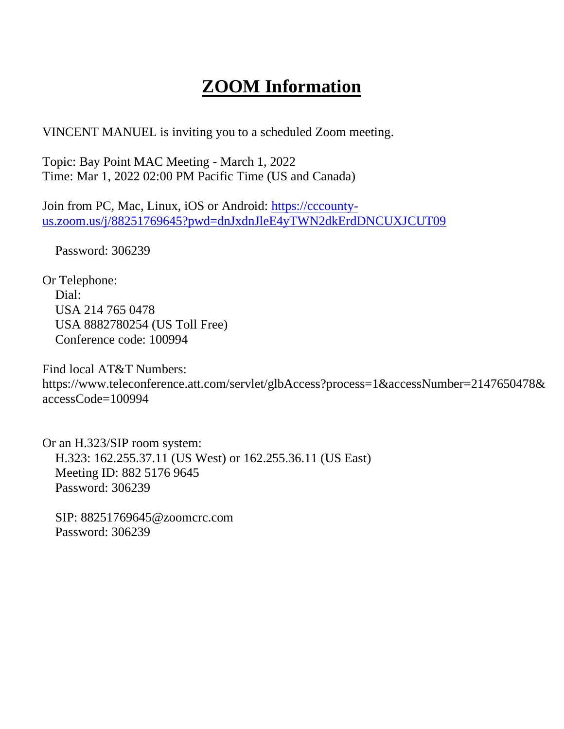# ZOOM Information

VINCENT MANUEL is inviting you to a scheduled Zoom meeting.

Topic: Bay Point MAC Meeting - March 1, 2022
Time: Mar 1, 2022 02:00 PM Pacific Time (US and Canada)

Join from PC, Mac, Linux, iOS or Android: [https://cccounty-us.zoom.us/j/88251769645?pwd=dnJxdnJleE4yTWN2dkErdDNCUXJCUT09](https://cccounty-us.zoom.us/j/88251769645?pwd=dnJxdnJleE4yTWN2dkErdDNCUXJCUT09)

Password: 306239

Or Telephone:
Dial:
USA 214 765 0478
USA 8882780254 (US Toll Free)
Conference code: 100994

Find local AT&T Numbers:
https://www.teleconference.att.com/servlet/glbAccess?process=1&accessNumber=2147650478&accessCode=100994

Or an H.323/SIP room system:
H.323: 162.255.37.11 (US West) or 162.255.36.11 (US East)
Meeting ID: 882 5176 9645
Password: 306239

SIP: 88251769645@zoomcrc.com
Password: 306239